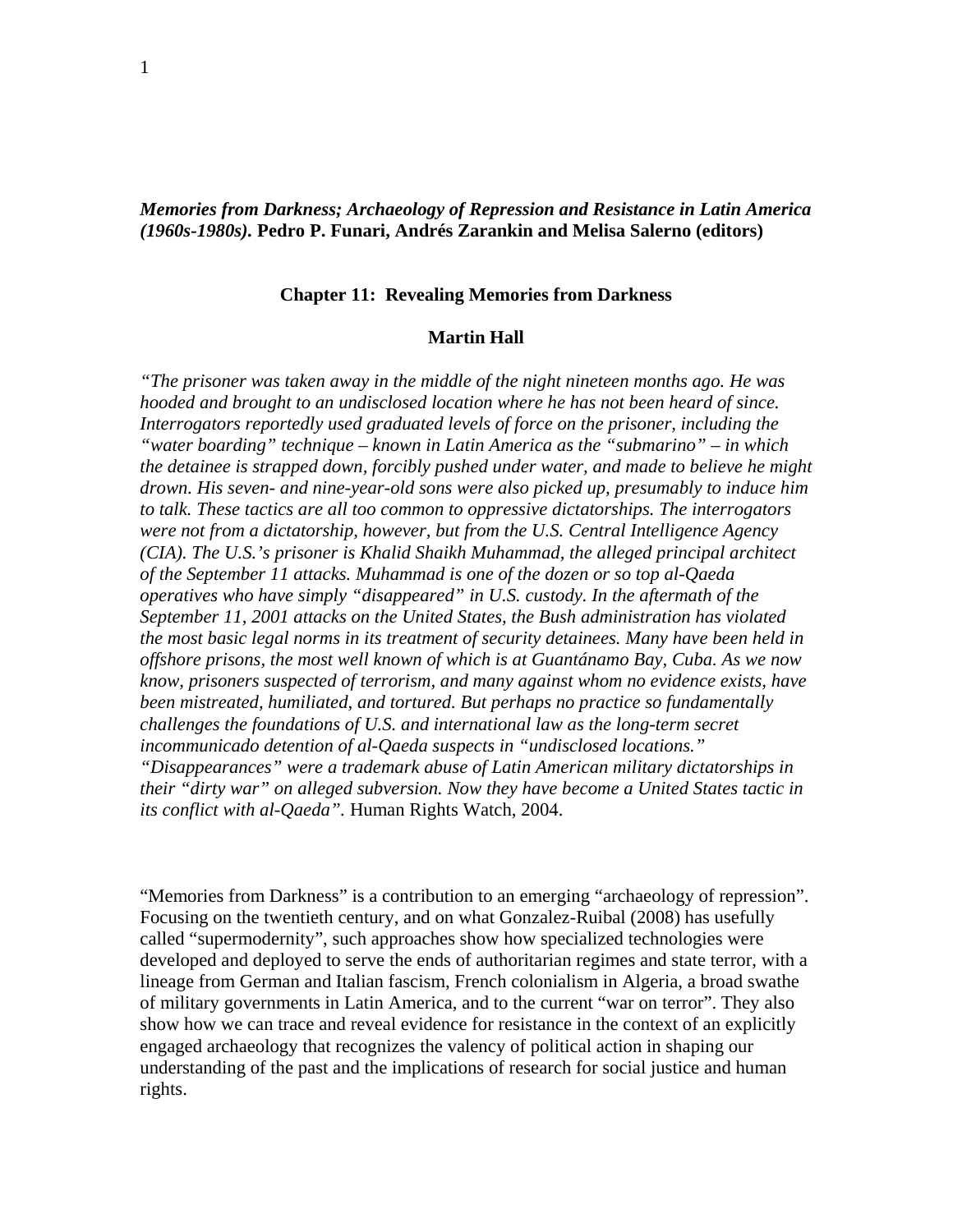***Memories from Darkness; Archaeology of Repression and Resistance in Latin America (1960s-1980s).*** **Pedro P. Funari, Andrés Zarankin and Melisa Salerno (editors)**

## Chapter 11: Revealing Memories from Darkness

### Martin Hall

*"The prisoner was taken away in the middle of the night nineteen months ago. He was hooded and brought to an undisclosed location where he has not been heard of since. Interrogators reportedly used graduated levels of force on the prisoner, including the "water boarding" technique – known in Latin America as the "submarino" – in which the detainee is strapped down, forcibly pushed under water, and made to believe he might drown. His seven- and nine-year-old sons were also picked up, presumably to induce him to talk. These tactics are all too common to oppressive dictatorships. The interrogators were not from a dictatorship, however, but from the U.S. Central Intelligence Agency (CIA). The U.S.'s prisoner is Khalid Shaikh Muhammad, the alleged principal architect of the September 11 attacks. Muhammad is one of the dozen or so top al-Qaeda operatives who have simply "disappeared" in U.S. custody. In the aftermath of the September 11, 2001 attacks on the United States, the Bush administration has violated the most basic legal norms in its treatment of security detainees. Many have been held in offshore prisons, the most well known of which is at Guantánamo Bay, Cuba. As we now know, prisoners suspected of terrorism, and many against whom no evidence exists, have been mistreated, humiliated, and tortured. But perhaps no practice so fundamentally challenges the foundations of U.S. and international law as the long-term secret incommunicado detention of al-Qaeda suspects in "undisclosed locations." "Disappearances" were a trademark abuse of Latin American military dictatorships in their "dirty war" on alleged subversion. Now they have become a United States tactic in its conflict with al-Qaeda".* Human Rights Watch, 2004.

"Memories from Darkness" is a contribution to an emerging "archaeology of repression". Focusing on the twentieth century, and on what Gonzalez-Ruibal (2008) has usefully called "supermodernity", such approaches show how specialized technologies were developed and deployed to serve the ends of authoritarian regimes and state terror, with a lineage from German and Italian fascism, French colonialism in Algeria, a broad swathe of military governments in Latin America, and to the current "war on terror". They also show how we can trace and reveal evidence for resistance in the context of an explicitly engaged archaeology that recognizes the valency of political action in shaping our understanding of the past and the implications of research for social justice and human rights.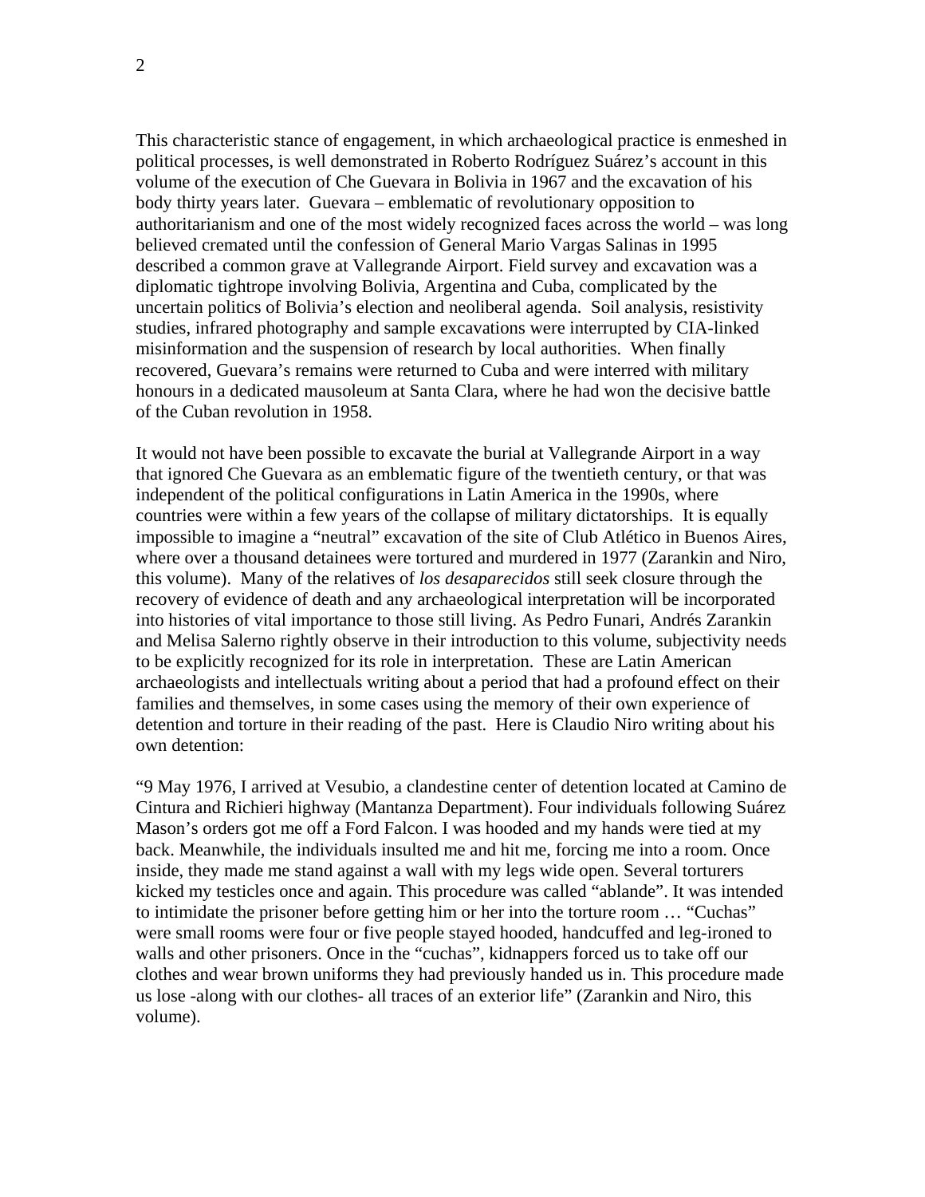This characteristic stance of engagement, in which archaeological practice is enmeshed in political processes, is well demonstrated in Roberto Rodríguez Suárez's account in this volume of the execution of Che Guevara in Bolivia in 1967 and the excavation of his body thirty years later. Guevara – emblematic of revolutionary opposition to authoritarianism and one of the most widely recognized faces across the world – was long believed cremated until the confession of General Mario Vargas Salinas in 1995 described a common grave at Vallegrande Airport. Field survey and excavation was a diplomatic tightrope involving Bolivia, Argentina and Cuba, complicated by the uncertain politics of Bolivia's election and neoliberal agenda. Soil analysis, resistivity studies, infrared photography and sample excavations were interrupted by CIA-linked misinformation and the suspension of research by local authorities. When finally recovered, Guevara's remains were returned to Cuba and were interred with military honours in a dedicated mausoleum at Santa Clara, where he had won the decisive battle of the Cuban revolution in 1958.

It would not have been possible to excavate the burial at Vallegrande Airport in a way that ignored Che Guevara as an emblematic figure of the twentieth century, or that was independent of the political configurations in Latin America in the 1990s, where countries were within a few years of the collapse of military dictatorships. It is equally impossible to imagine a "neutral" excavation of the site of Club Atlético in Buenos Aires, where over a thousand detainees were tortured and murdered in 1977 (Zarankin and Niro, this volume). Many of the relatives of *los desaparecidos* still seek closure through the recovery of evidence of death and any archaeological interpretation will be incorporated into histories of vital importance to those still living. As Pedro Funari, Andrés Zarankin and Melisa Salerno rightly observe in their introduction to this volume, subjectivity needs to be explicitly recognized for its role in interpretation. These are Latin American archaeologists and intellectuals writing about a period that had a profound effect on their families and themselves, in some cases using the memory of their own experience of detention and torture in their reading of the past. Here is Claudio Niro writing about his own detention:

"9 May 1976, I arrived at Vesubio, a clandestine center of detention located at Camino de Cintura and Richieri highway (Mantanza Department). Four individuals following Suárez Mason's orders got me off a Ford Falcon. I was hooded and my hands were tied at my back. Meanwhile, the individuals insulted me and hit me, forcing me into a room. Once inside, they made me stand against a wall with my legs wide open. Several torturers kicked my testicles once and again. This procedure was called "ablande". It was intended to intimidate the prisoner before getting him or her into the torture room … "Cuchas" were small rooms were four or five people stayed hooded, handcuffed and leg-ironed to walls and other prisoners. Once in the "cuchas", kidnappers forced us to take off our clothes and wear brown uniforms they had previously handed us in. This procedure made us lose -along with our clothes- all traces of an exterior life" (Zarankin and Niro, this volume).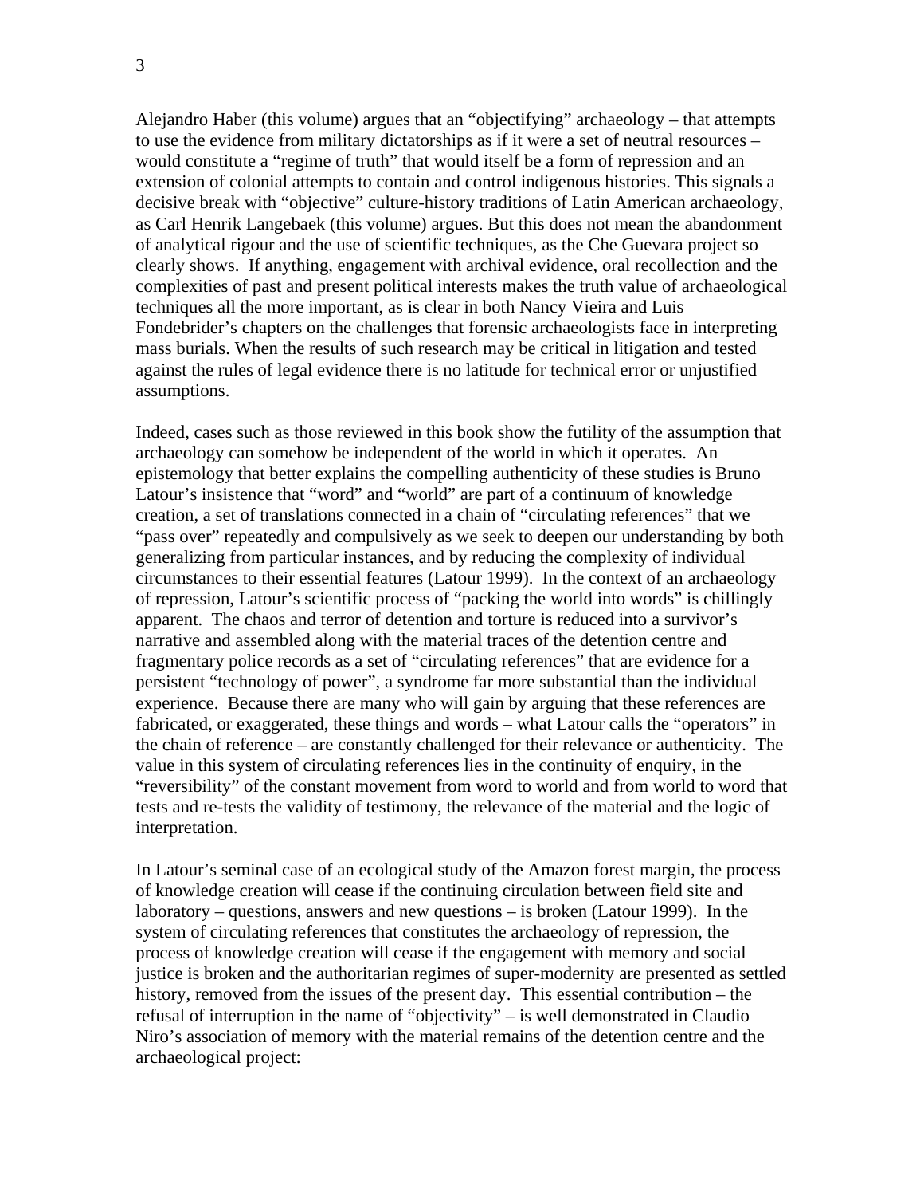Alejandro Haber (this volume) argues that an "objectifying" archaeology – that attempts to use the evidence from military dictatorships as if it were a set of neutral resources – would constitute a "regime of truth" that would itself be a form of repression and an extension of colonial attempts to contain and control indigenous histories. This signals a decisive break with "objective" culture-history traditions of Latin American archaeology, as Carl Henrik Langebaek (this volume) argues. But this does not mean the abandonment of analytical rigour and the use of scientific techniques, as the Che Guevara project so clearly shows. If anything, engagement with archival evidence, oral recollection and the complexities of past and present political interests makes the truth value of archaeological techniques all the more important, as is clear in both Nancy Vieira and Luis Fondebrider's chapters on the challenges that forensic archaeologists face in interpreting mass burials. When the results of such research may be critical in litigation and tested against the rules of legal evidence there is no latitude for technical error or unjustified assumptions.

Indeed, cases such as those reviewed in this book show the futility of the assumption that archaeology can somehow be independent of the world in which it operates. An epistemology that better explains the compelling authenticity of these studies is Bruno Latour's insistence that "word" and "world" are part of a continuum of knowledge creation, a set of translations connected in a chain of "circulating references" that we "pass over" repeatedly and compulsively as we seek to deepen our understanding by both generalizing from particular instances, and by reducing the complexity of individual circumstances to their essential features (Latour 1999). In the context of an archaeology of repression, Latour's scientific process of "packing the world into words" is chillingly apparent. The chaos and terror of detention and torture is reduced into a survivor's narrative and assembled along with the material traces of the detention centre and fragmentary police records as a set of "circulating references" that are evidence for a persistent "technology of power", a syndrome far more substantial than the individual experience. Because there are many who will gain by arguing that these references are fabricated, or exaggerated, these things and words – what Latour calls the "operators" in the chain of reference – are constantly challenged for their relevance or authenticity. The value in this system of circulating references lies in the continuity of enquiry, in the "reversibility" of the constant movement from word to world and from world to word that tests and re-tests the validity of testimony, the relevance of the material and the logic of interpretation.

In Latour's seminal case of an ecological study of the Amazon forest margin, the process of knowledge creation will cease if the continuing circulation between field site and laboratory – questions, answers and new questions – is broken (Latour 1999). In the system of circulating references that constitutes the archaeology of repression, the process of knowledge creation will cease if the engagement with memory and social justice is broken and the authoritarian regimes of super-modernity are presented as settled history, removed from the issues of the present day. This essential contribution – the refusal of interruption in the name of "objectivity" – is well demonstrated in Claudio Niro's association of memory with the material remains of the detention centre and the archaeological project: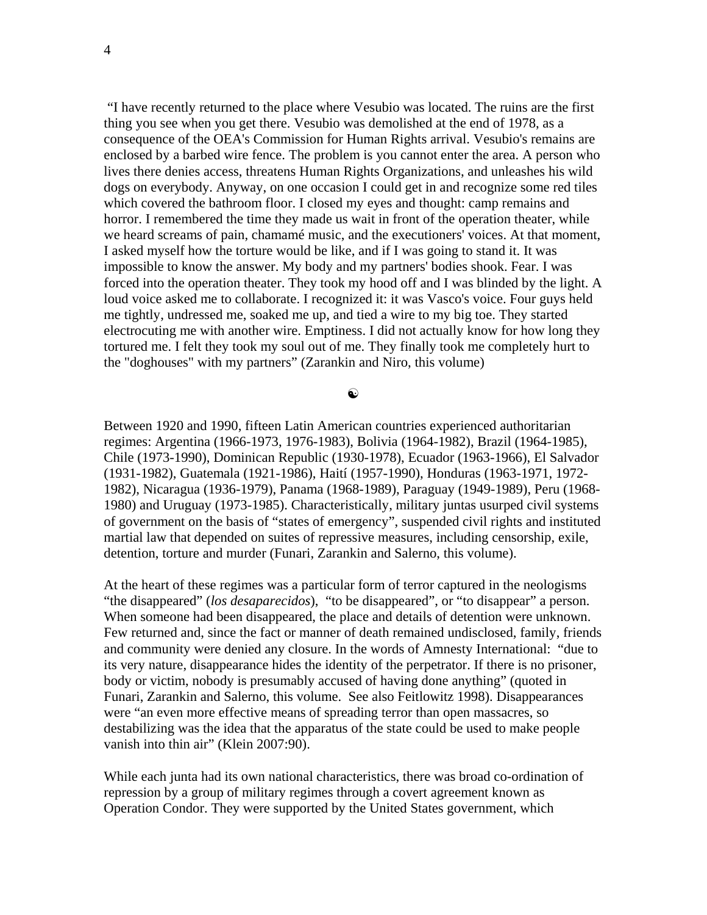"I have recently returned to the place where Vesubio was located. The ruins are the first thing you see when you get there. Vesubio was demolished at the end of 1978, as a consequence of the OEA's Commission for Human Rights arrival. Vesubio's remains are enclosed by a barbed wire fence. The problem is you cannot enter the area. A person who lives there denies access, threatens Human Rights Organizations, and unleashes his wild dogs on everybody. Anyway, on one occasion I could get in and recognize some red tiles which covered the bathroom floor. I closed my eyes and thought: camp remains and horror. I remembered the time they made us wait in front of the operation theater, while we heard screams of pain, chamamé music, and the executioners' voices. At that moment, I asked myself how the torture would be like, and if I was going to stand it. It was impossible to know the answer. My body and my partners' bodies shook. Fear. I was forced into the operation theater. They took my hood off and I was blinded by the light. A loud voice asked me to collaborate. I recognized it: it was Vasco's voice. Four guys held me tightly, undressed me, soaked me up, and tied a wire to my big toe. They started electrocuting me with another wire. Emptiness. I did not actually know for how long they tortured me. I felt they took my soul out of me. They finally took me completely hurt to the "doghouses" with my partners" (Zarankin and Niro, this volume)

☯

Between 1920 and 1990, fifteen Latin American countries experienced authoritarian regimes: Argentina (1966-1973, 1976-1983), Bolivia (1964-1982), Brazil (1964-1985), Chile (1973-1990), Dominican Republic (1930-1978), Ecuador (1963-1966), El Salvador (1931-1982), Guatemala (1921-1986), Haití (1957-1990), Honduras (1963-1971, 1972-1982), Nicaragua (1936-1979), Panama (1968-1989), Paraguay (1949-1989), Peru (1968-1980) and Uruguay (1973-1985). Characteristically, military juntas usurped civil systems of government on the basis of "states of emergency", suspended civil rights and instituted martial law that depended on suites of repressive measures, including censorship, exile, detention, torture and murder (Funari, Zarankin and Salerno, this volume).

At the heart of these regimes was a particular form of terror captured in the neologisms "the disappeared" (*los desaparecidos*), "to be disappeared", or "to disappear" a person. When someone had been disappeared, the place and details of detention were unknown. Few returned and, since the fact or manner of death remained undisclosed, family, friends and community were denied any closure. In the words of Amnesty International: "due to its very nature, disappearance hides the identity of the perpetrator. If there is no prisoner, body or victim, nobody is presumably accused of having done anything" (quoted in Funari, Zarankin and Salerno, this volume. See also Feitlowitz 1998). Disappearances were "an even more effective means of spreading terror than open massacres, so destabilizing was the idea that the apparatus of the state could be used to make people vanish into thin air" (Klein 2007:90).

While each junta had its own national characteristics, there was broad co-ordination of repression by a group of military regimes through a covert agreement known as Operation Condor. They were supported by the United States government, which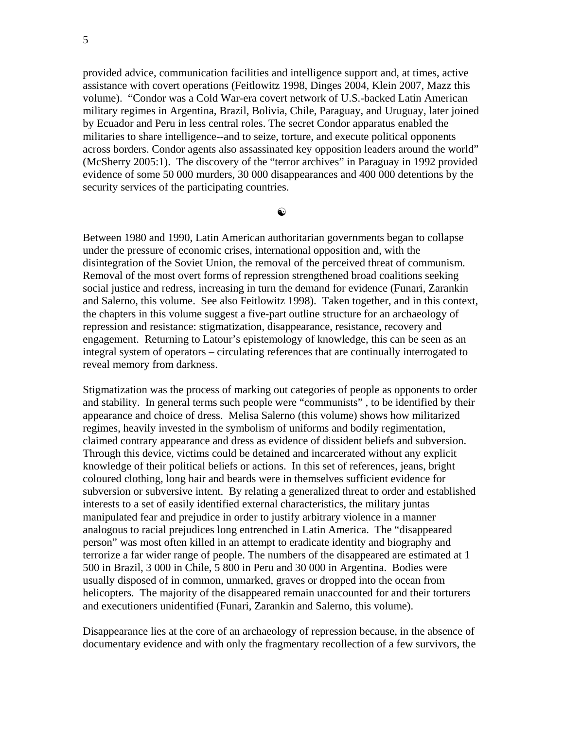provided advice, communication facilities and intelligence support and, at times, active assistance with covert operations (Feitlowitz 1998, Dinges 2004, Klein 2007, Mazz this volume). "Condor was a Cold War-era covert network of U.S.-backed Latin American military regimes in Argentina, Brazil, Bolivia, Chile, Paraguay, and Uruguay, later joined by Ecuador and Peru in less central roles. The secret Condor apparatus enabled the militaries to share intelligence--and to seize, torture, and execute political opponents across borders. Condor agents also assassinated key opposition leaders around the world" (McSherry 2005:1). The discovery of the "terror archives" in Paraguay in 1992 provided evidence of some 50 000 murders, 30 000 disappearances and 400 000 detentions by the security services of the participating countries.

☯

Between 1980 and 1990, Latin American authoritarian governments began to collapse under the pressure of economic crises, international opposition and, with the disintegration of the Soviet Union, the removal of the perceived threat of communism. Removal of the most overt forms of repression strengthened broad coalitions seeking social justice and redress, increasing in turn the demand for evidence (Funari, Zarankin and Salerno, this volume. See also Feitlowitz 1998). Taken together, and in this context, the chapters in this volume suggest a five-part outline structure for an archaeology of repression and resistance: stigmatization, disappearance, resistance, recovery and engagement. Returning to Latour's epistemology of knowledge, this can be seen as an integral system of operators – circulating references that are continually interrogated to reveal memory from darkness.

Stigmatization was the process of marking out categories of people as opponents to order and stability. In general terms such people were "communists" , to be identified by their appearance and choice of dress. Melisa Salerno (this volume) shows how militarized regimes, heavily invested in the symbolism of uniforms and bodily regimentation, claimed contrary appearance and dress as evidence of dissident beliefs and subversion. Through this device, victims could be detained and incarcerated without any explicit knowledge of their political beliefs or actions. In this set of references, jeans, bright coloured clothing, long hair and beards were in themselves sufficient evidence for subversion or subversive intent. By relating a generalized threat to order and established interests to a set of easily identified external characteristics, the military juntas manipulated fear and prejudice in order to justify arbitrary violence in a manner analogous to racial prejudices long entrenched in Latin America. The "disappeared person" was most often killed in an attempt to eradicate identity and biography and terrorize a far wider range of people. The numbers of the disappeared are estimated at 1 500 in Brazil, 3 000 in Chile, 5 800 in Peru and 30 000 in Argentina. Bodies were usually disposed of in common, unmarked, graves or dropped into the ocean from helicopters. The majority of the disappeared remain unaccounted for and their torturers and executioners unidentified (Funari, Zarankin and Salerno, this volume).

Disappearance lies at the core of an archaeology of repression because, in the absence of documentary evidence and with only the fragmentary recollection of a few survivors, the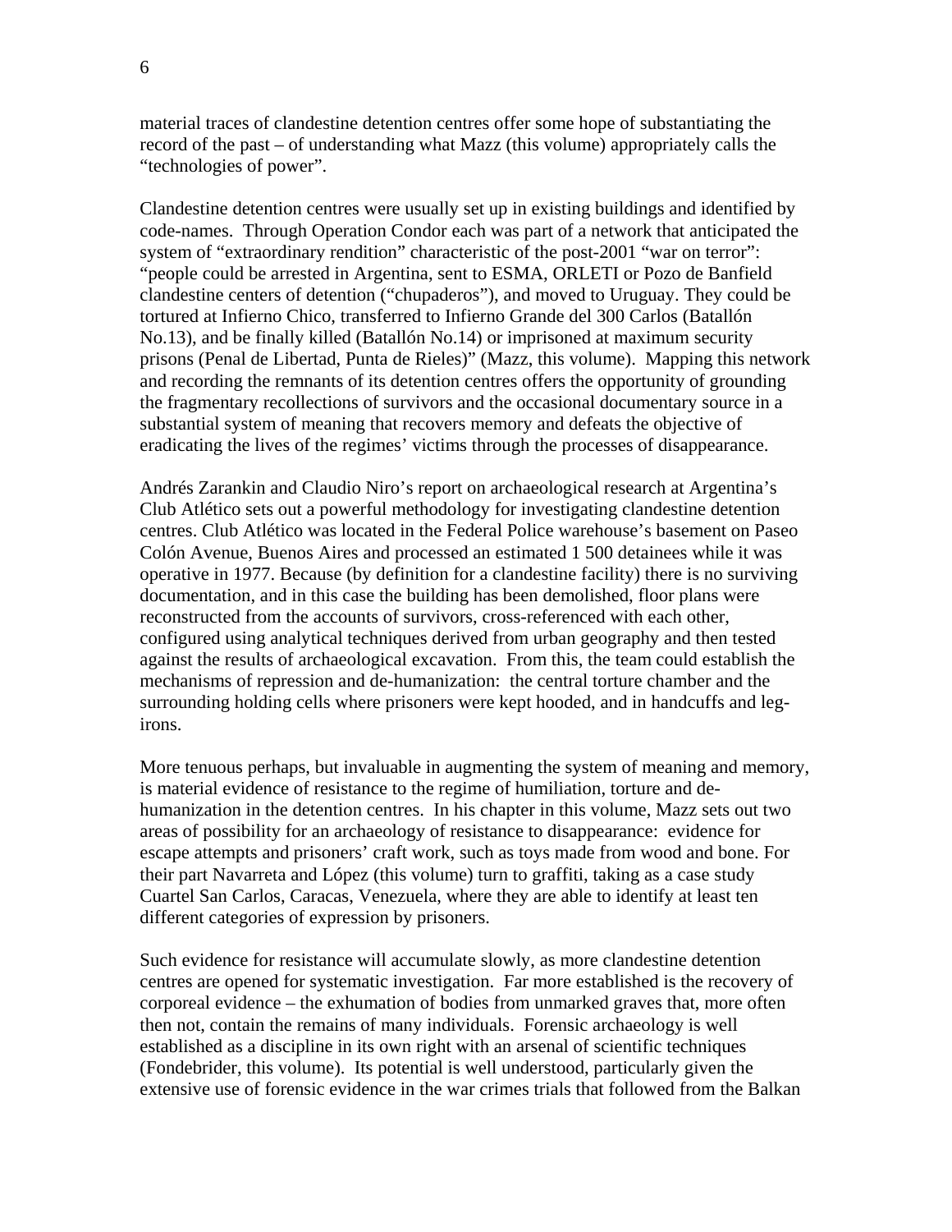material traces of clandestine detention centres offer some hope of substantiating the record of the past – of understanding what Mazz (this volume) appropriately calls the "technologies of power".

Clandestine detention centres were usually set up in existing buildings and identified by code-names. Through Operation Condor each was part of a network that anticipated the system of "extraordinary rendition" characteristic of the post-2001 "war on terror": "people could be arrested in Argentina, sent to ESMA, ORLETI or Pozo de Banfield clandestine centers of detention ("chupaderos"), and moved to Uruguay. They could be tortured at Infierno Chico, transferred to Infierno Grande del 300 Carlos (Batallón No.13), and be finally killed (Batallón No.14) or imprisoned at maximum security prisons (Penal de Libertad, Punta de Rieles)" (Mazz, this volume). Mapping this network and recording the remnants of its detention centres offers the opportunity of grounding the fragmentary recollections of survivors and the occasional documentary source in a substantial system of meaning that recovers memory and defeats the objective of eradicating the lives of the regimes' victims through the processes of disappearance.

Andrés Zarankin and Claudio Niro's report on archaeological research at Argentina's Club Atlético sets out a powerful methodology for investigating clandestine detention centres. Club Atlético was located in the Federal Police warehouse's basement on Paseo Colón Avenue, Buenos Aires and processed an estimated 1 500 detainees while it was operative in 1977. Because (by definition for a clandestine facility) there is no surviving documentation, and in this case the building has been demolished, floor plans were reconstructed from the accounts of survivors, cross-referenced with each other, configured using analytical techniques derived from urban geography and then tested against the results of archaeological excavation. From this, the team could establish the mechanisms of repression and de-humanization: the central torture chamber and the surrounding holding cells where prisoners were kept hooded, and in handcuffs and leg-irons.

More tenuous perhaps, but invaluable in augmenting the system of meaning and memory, is material evidence of resistance to the regime of humiliation, torture and de-humanization in the detention centres. In his chapter in this volume, Mazz sets out two areas of possibility for an archaeology of resistance to disappearance: evidence for escape attempts and prisoners' craft work, such as toys made from wood and bone. For their part Navarreta and López (this volume) turn to graffiti, taking as a case study Cuartel San Carlos, Caracas, Venezuela, where they are able to identify at least ten different categories of expression by prisoners.

Such evidence for resistance will accumulate slowly, as more clandestine detention centres are opened for systematic investigation. Far more established is the recovery of corporeal evidence – the exhumation of bodies from unmarked graves that, more often then not, contain the remains of many individuals. Forensic archaeology is well established as a discipline in its own right with an arsenal of scientific techniques (Fondebrider, this volume). Its potential is well understood, particularly given the extensive use of forensic evidence in the war crimes trials that followed from the Balkan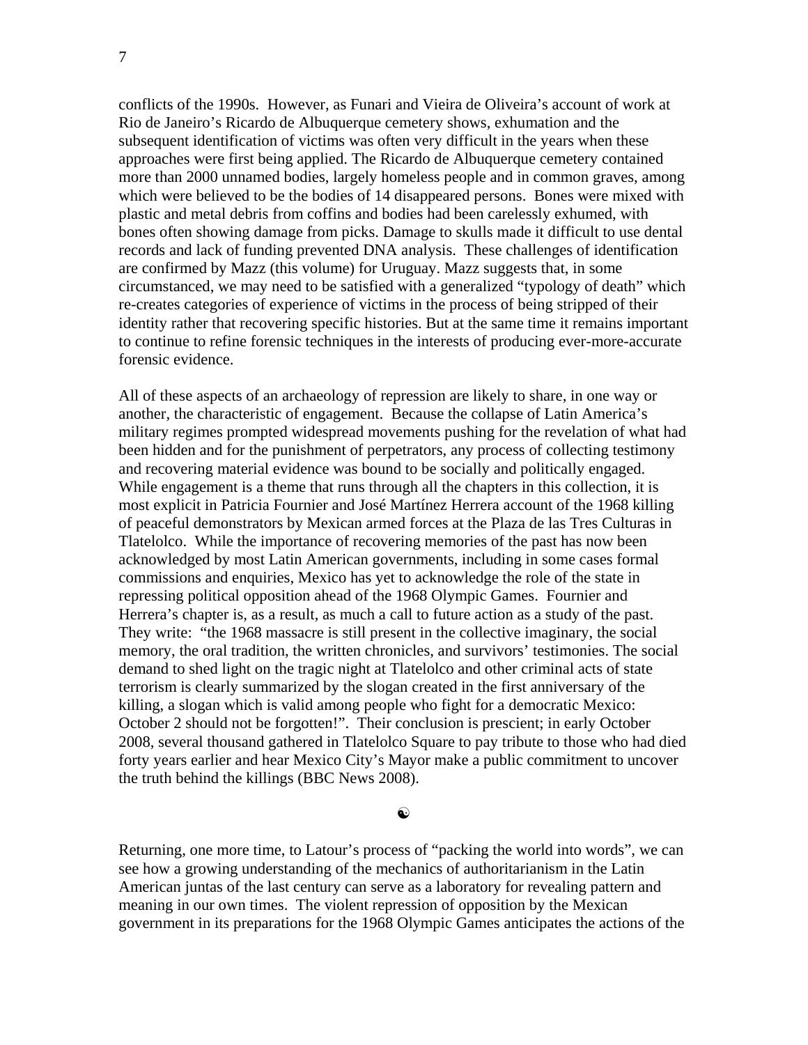conflicts of the 1990s. However, as Funari and Vieira de Oliveira's account of work at Rio de Janeiro's Ricardo de Albuquerque cemetery shows, exhumation and the subsequent identification of victims was often very difficult in the years when these approaches were first being applied. The Ricardo de Albuquerque cemetery contained more than 2000 unnamed bodies, largely homeless people and in common graves, among which were believed to be the bodies of 14 disappeared persons. Bones were mixed with plastic and metal debris from coffins and bodies had been carelessly exhumed, with bones often showing damage from picks. Damage to skulls made it difficult to use dental records and lack of funding prevented DNA analysis. These challenges of identification are confirmed by Mazz (this volume) for Uruguay. Mazz suggests that, in some circumstanced, we may need to be satisfied with a generalized "typology of death" which re-creates categories of experience of victims in the process of being stripped of their identity rather that recovering specific histories. But at the same time it remains important to continue to refine forensic techniques in the interests of producing ever-more-accurate forensic evidence.

All of these aspects of an archaeology of repression are likely to share, in one way or another, the characteristic of engagement. Because the collapse of Latin America's military regimes prompted widespread movements pushing for the revelation of what had been hidden and for the punishment of perpetrators, any process of collecting testimony and recovering material evidence was bound to be socially and politically engaged. While engagement is a theme that runs through all the chapters in this collection, it is most explicit in Patricia Fournier and José Martínez Herrera account of the 1968 killing of peaceful demonstrators by Mexican armed forces at the Plaza de las Tres Culturas in Tlatelolco. While the importance of recovering memories of the past has now been acknowledged by most Latin American governments, including in some cases formal commissions and enquiries, Mexico has yet to acknowledge the role of the state in repressing political opposition ahead of the 1968 Olympic Games. Fournier and Herrera's chapter is, as a result, as much a call to future action as a study of the past. They write: "the 1968 massacre is still present in the collective imaginary, the social memory, the oral tradition, the written chronicles, and survivors' testimonies. The social demand to shed light on the tragic night at Tlatelolco and other criminal acts of state terrorism is clearly summarized by the slogan created in the first anniversary of the killing, a slogan which is valid among people who fight for a democratic Mexico: October 2 should not be forgotten!". Their conclusion is prescient; in early October 2008, several thousand gathered in Tlatelolco Square to pay tribute to those who had died forty years earlier and hear Mexico City's Mayor make a public commitment to uncover the truth behind the killings (BBC News 2008).

☯

Returning, one more time, to Latour's process of "packing the world into words", we can see how a growing understanding of the mechanics of authoritarianism in the Latin American juntas of the last century can serve as a laboratory for revealing pattern and meaning in our own times. The violent repression of opposition by the Mexican government in its preparations for the 1968 Olympic Games anticipates the actions of the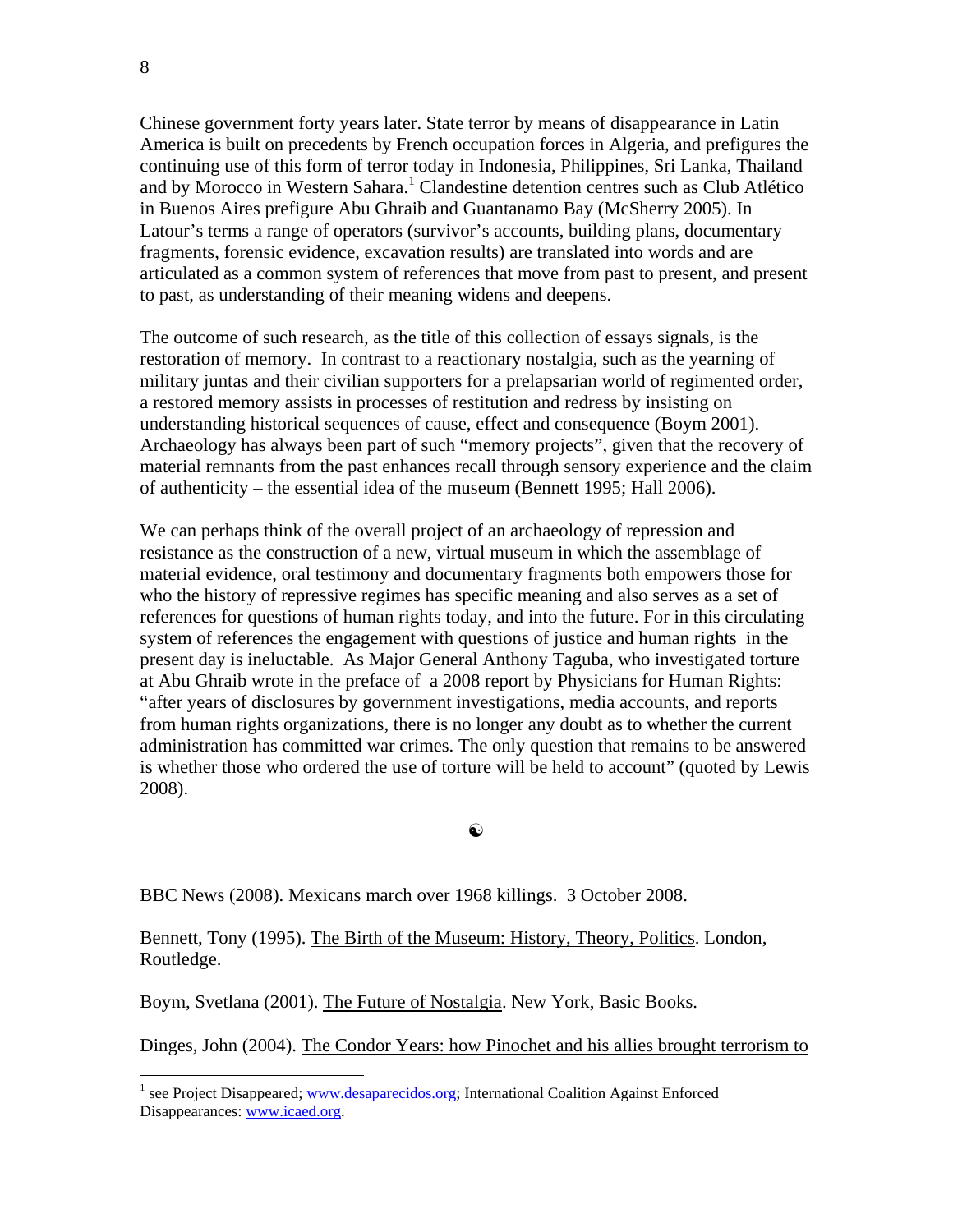Chinese government forty years later. State terror by means of disappearance in Latin America is built on precedents by French occupation forces in Algeria, and prefigures the continuing use of this form of terror today in Indonesia, Philippines, Sri Lanka, Thailand and by Morocco in Western Sahara.[1] Clandestine detention centres such as Club Atlético in Buenos Aires prefigure Abu Ghraib and Guantanamo Bay (McSherry 2005). In Latour's terms a range of operators (survivor's accounts, building plans, documentary fragments, forensic evidence, excavation results) are translated into words and are articulated as a common system of references that move from past to present, and present to past, as understanding of their meaning widens and deepens.

The outcome of such research, as the title of this collection of essays signals, is the restoration of memory. In contrast to a reactionary nostalgia, such as the yearning of military juntas and their civilian supporters for a prelapsarian world of regimented order, a restored memory assists in processes of restitution and redress by insisting on understanding historical sequences of cause, effect and consequence (Boym 2001). Archaeology has always been part of such "memory projects", given that the recovery of material remnants from the past enhances recall through sensory experience and the claim of authenticity – the essential idea of the museum (Bennett 1995; Hall 2006).

We can perhaps think of the overall project of an archaeology of repression and resistance as the construction of a new, virtual museum in which the assemblage of material evidence, oral testimony and documentary fragments both empowers those for who the history of repressive regimes has specific meaning and also serves as a set of references for questions of human rights today, and into the future. For in this circulating system of references the engagement with questions of justice and human rights in the present day is ineluctable. As Major General Anthony Taguba, who investigated torture at Abu Ghraib wrote in the preface of a 2008 report by Physicians for Human Rights: "after years of disclosures by government investigations, media accounts, and reports from human rights organizations, there is no longer any doubt as to whether the current administration has committed war crimes. The only question that remains to be answered is whether those who ordered the use of torture will be held to account" (quoted by Lewis 2008).

☯

BBC News (2008). Mexicans march over 1968 killings. 3 October 2008.

Bennett, Tony (1995). The Birth of the Museum: History, Theory, Politics. London, Routledge.

Boym, Svetlana (2001). The Future of Nostalgia. New York, Basic Books.

Dinges, John (2004). The Condor Years: how Pinochet and his allies brought terrorism to

---

[1] see Project Disappeared; www.desaparecidos.org; International Coalition Against Enforced Disappearances: www.icaed.org.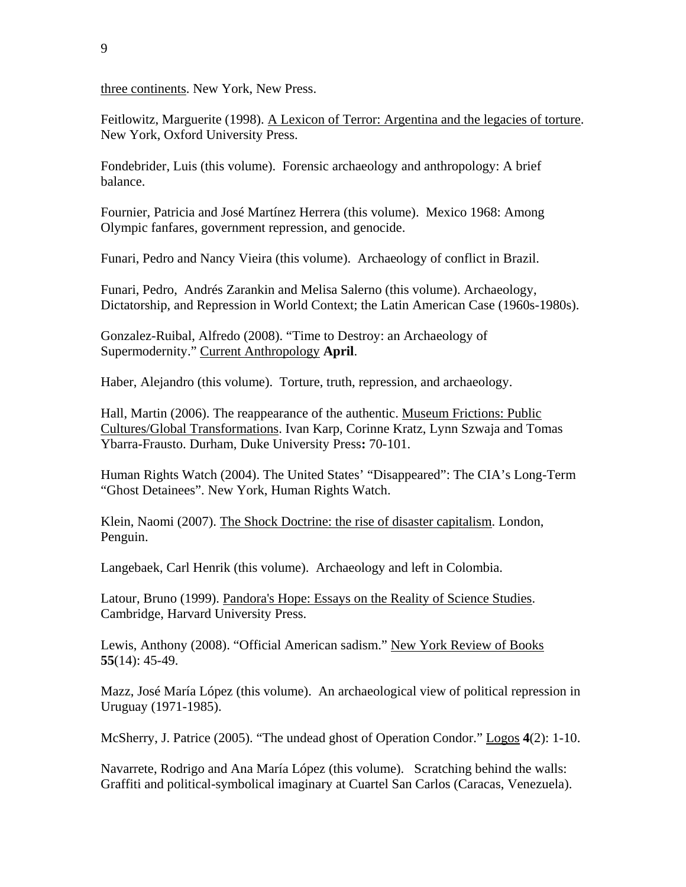three continents. New York, New Press.

Feitlowitz, Marguerite (1998). A Lexicon of Terror: Argentina and the legacies of torture. New York, Oxford University Press.

Fondebrider, Luis (this volume). Forensic archaeology and anthropology: A brief balance.

Fournier, Patricia and José Martínez Herrera (this volume). Mexico 1968: Among Olympic fanfares, government repression, and genocide.

Funari, Pedro and Nancy Vieira (this volume). Archaeology of conflict in Brazil.

Funari, Pedro, Andrés Zarankin and Melisa Salerno (this volume). Archaeology, Dictatorship, and Repression in World Context; the Latin American Case (1960s-1980s).

Gonzalez-Ruibal, Alfredo (2008). "Time to Destroy: an Archaeology of Supermodernity." Current Anthropology **April**.

Haber, Alejandro (this volume). Torture, truth, repression, and archaeology.

Hall, Martin (2006). The reappearance of the authentic. Museum Frictions: Public Cultures/Global Transformations. Ivan Karp, Corinne Kratz, Lynn Szwaja and Tomas Ybarra-Frausto. Durham, Duke University Press**:** 70-101.

Human Rights Watch (2004). The United States' "Disappeared": The CIA's Long-Term "Ghost Detainees". New York, Human Rights Watch.

Klein, Naomi (2007). The Shock Doctrine: the rise of disaster capitalism. London, Penguin.

Langebaek, Carl Henrik (this volume). Archaeology and left in Colombia.

Latour, Bruno (1999). Pandora's Hope: Essays on the Reality of Science Studies. Cambridge, Harvard University Press.

Lewis, Anthony (2008). "Official American sadism." New York Review of Books **55**(14): 45-49.

Mazz, José María López (this volume). An archaeological view of political repression in Uruguay (1971-1985).

McSherry, J. Patrice (2005). "The undead ghost of Operation Condor." Logos **4**(2): 1-10.

Navarrete, Rodrigo and Ana María López (this volume). Scratching behind the walls: Graffiti and political-symbolical imaginary at Cuartel San Carlos (Caracas, Venezuela).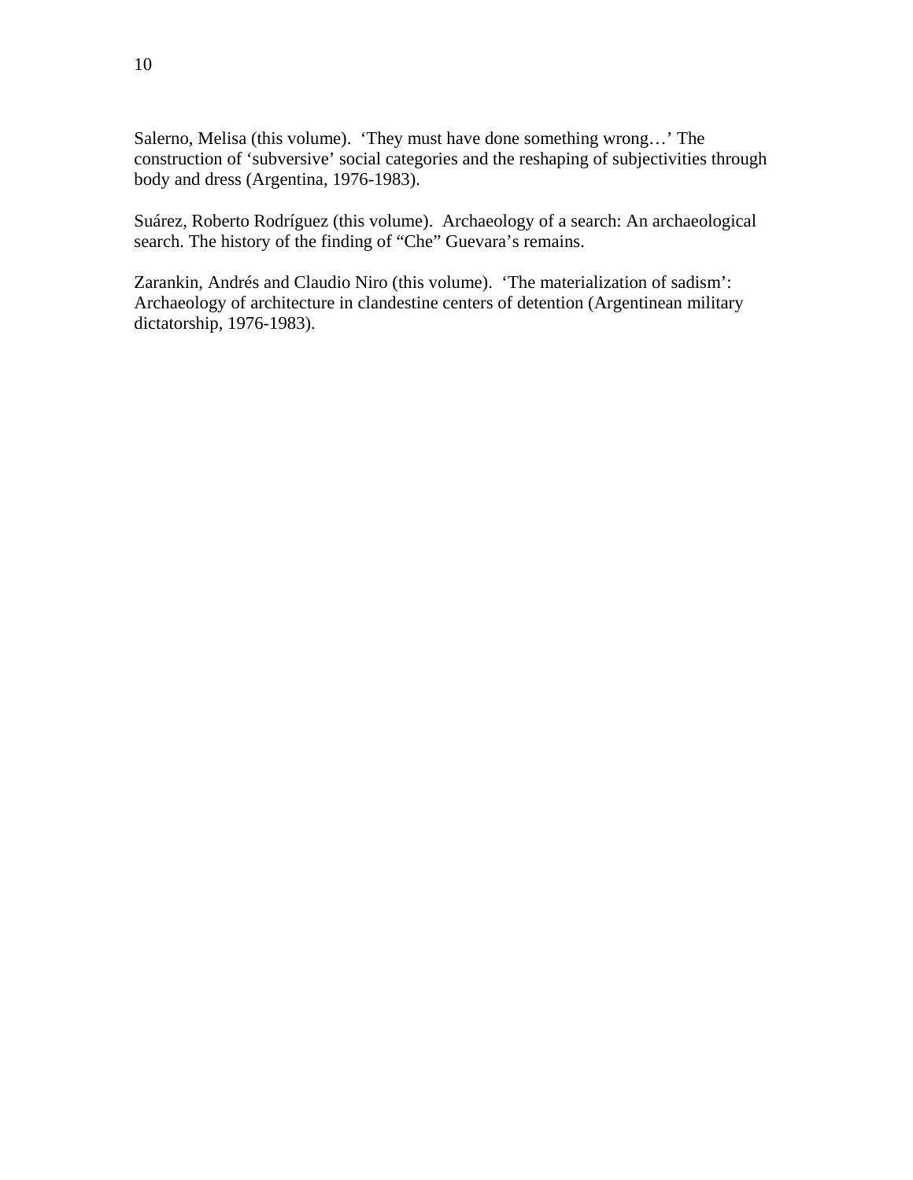Salerno, Melisa (this volume). ‘They must have done something wrong…’ The construction of ‘subversive’ social categories and the reshaping of subjectivities through body and dress (Argentina, 1976-1983).

Suárez, Roberto Rodríguez (this volume). Archaeology of a search: An archaeological search. The history of the finding of “Che” Guevara’s remains.

Zarankin, Andrés and Claudio Niro (this volume). ‘The materialization of sadism’: Archaeology of architecture in clandestine centers of detention (Argentinean military dictatorship, 1976-1983).